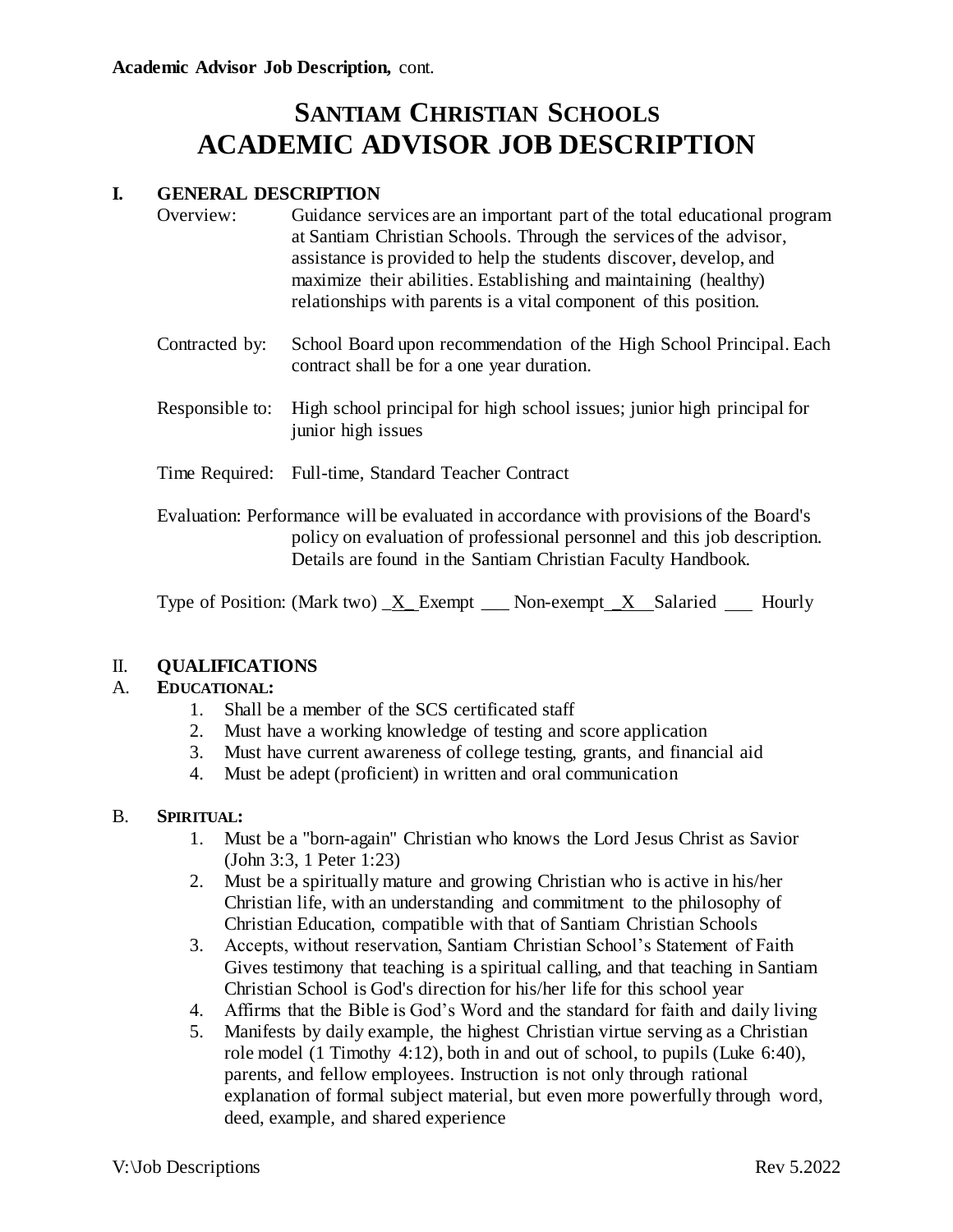# SANTIAM CHRISTIAN SCHOOLS
# ACADEMIC ADVISOR JOB DESCRIPTION

## I. GENERAL DESCRIPTION

**Overview:** Guidance services are an important part of the total educational program at Santiam Christian Schools. Through the services of the advisor, assistance is provided to help the students discover, develop, and maximize their abilities. Establishing and maintaining (healthy) relationships with parents is a vital component of this position.

**Contracted by:** School Board upon recommendation of the High School Principal. Each contract shall be for a one year duration.

**Responsible to:** High school principal for high school issues; junior high principal for junior high issues

**Time Required:** Full-time, Standard Teacher Contract

**Evaluation:** Performance will be evaluated in accordance with provisions of the Board's policy on evaluation of professional personnel and this job description. Details are found in the Santiam Christian Faculty Handbook.

Type of Position: (Mark two) _X_ Exempt ___ Non-exempt _X_ Salaried ___ Hourly

## II. QUALIFICATIONS

### A. EDUCATIONAL:

1. Shall be a member of the SCS certificated staff
2. Must have a working knowledge of testing and score application
3. Must have current awareness of college testing, grants, and financial aid
4. Must be adept (proficient) in written and oral communication

### B. SPIRITUAL:

1. Must be a "born-again" Christian who knows the Lord Jesus Christ as Savior (John 3:3, 1 Peter 1:23)
2. Must be a spiritually mature and growing Christian who is active in his/her Christian life, with an understanding and commitment to the philosophy of Christian Education, compatible with that of Santiam Christian Schools
3. Accepts, without reservation, Santiam Christian School's Statement of Faith Gives testimony that teaching is a spiritual calling, and that teaching in Santiam Christian School is God's direction for his/her life for this school year
4. Affirms that the Bible is God's Word and the standard for faith and daily living
5. Manifests by daily example, the highest Christian virtue serving as a Christian role model (1 Timothy 4:12), both in and out of school, to pupils (Luke 6:40), parents, and fellow employees. Instruction is not only through rational explanation of formal subject material, but even more powerfully through word, deed, example, and shared experience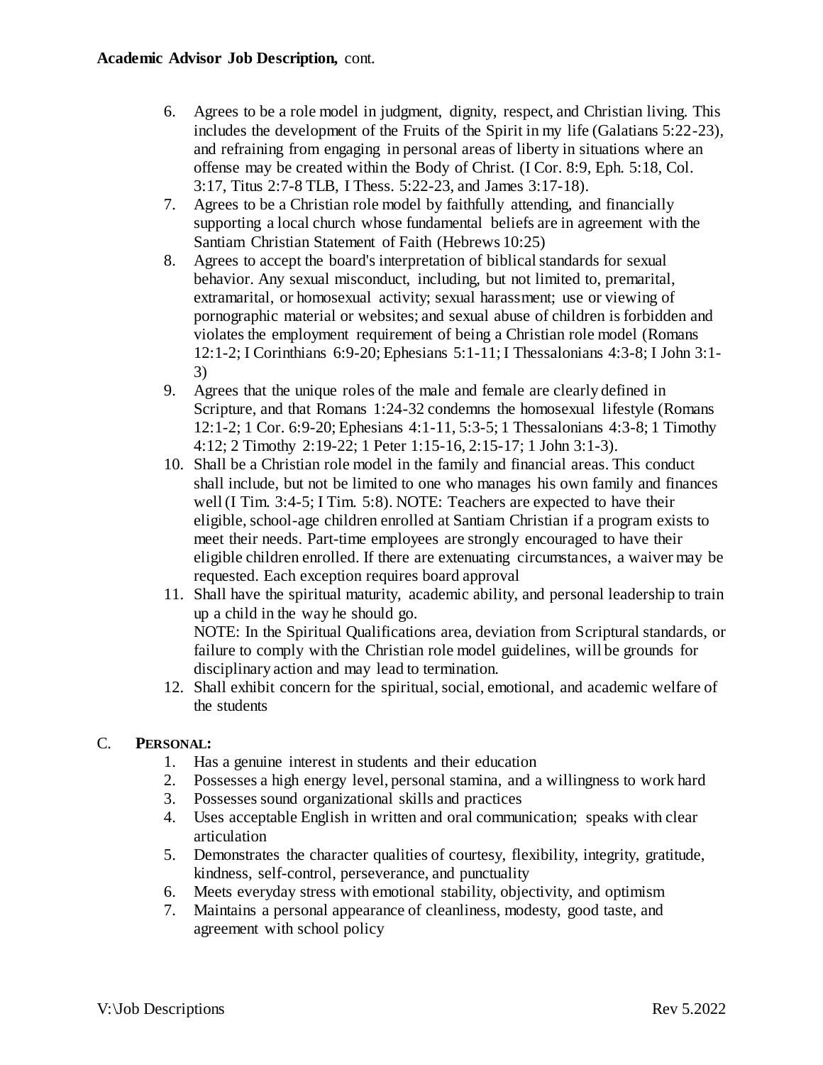**Academic Advisor Job Description,** cont.

6. Agrees to be a role model in judgment, dignity, respect, and Christian living. This includes the development of the Fruits of the Spirit in my life (Galatians 5:22-23), and refraining from engaging in personal areas of liberty in situations where an offense may be created within the Body of Christ. (I Cor. 8:9, Eph. 5:18, Col. 3:17, Titus 2:7-8 TLB, I Thess. 5:22-23, and James 3:17-18).
7. Agrees to be a Christian role model by faithfully attending, and financially supporting a local church whose fundamental beliefs are in agreement with the Santiam Christian Statement of Faith (Hebrews 10:25)
8. Agrees to accept the board's interpretation of biblical standards for sexual behavior. Any sexual misconduct, including, but not limited to, premarital, extramarital, or homosexual activity; sexual harassment; use or viewing of pornographic material or websites; and sexual abuse of children is forbidden and violates the employment requirement of being a Christian role model (Romans 12:1-2; I Corinthians 6:9-20; Ephesians 5:1-11; I Thessalonians 4:3-8; I John 3:1-3)
9. Agrees that the unique roles of the male and female are clearly defined in Scripture, and that Romans 1:24-32 condemns the homosexual lifestyle (Romans 12:1-2; 1 Cor. 6:9-20; Ephesians 4:1-11, 5:3-5; 1 Thessalonians 4:3-8; 1 Timothy 4:12; 2 Timothy 2:19-22; 1 Peter 1:15-16, 2:15-17; 1 John 3:1-3).
10. Shall be a Christian role model in the family and financial areas. This conduct shall include, but not be limited to one who manages his own family and finances well (I Tim. 3:4-5; I Tim. 5:8). NOTE: Teachers are expected to have their eligible, school-age children enrolled at Santiam Christian if a program exists to meet their needs. Part-time employees are strongly encouraged to have their eligible children enrolled. If there are extenuating circumstances, a waiver may be requested. Each exception requires board approval
11. Shall have the spiritual maturity, academic ability, and personal leadership to train up a child in the way he should go.
    NOTE: In the Spiritual Qualifications area, deviation from Scriptural standards, or failure to comply with the Christian role model guidelines, will be grounds for disciplinary action and may lead to termination.
12. Shall exhibit concern for the spiritual, social, emotional, and academic welfare of the students

C. **PERSONAL:**

1. Has a genuine interest in students and their education
2. Possesses a high energy level, personal stamina, and a willingness to work hard
3. Possesses sound organizational skills and practices
4. Uses acceptable English in written and oral communication; speaks with clear articulation
5. Demonstrates the character qualities of courtesy, flexibility, integrity, gratitude, kindness, self-control, perseverance, and punctuality
6. Meets everyday stress with emotional stability, objectivity, and optimism
7. Maintains a personal appearance of cleanliness, modesty, good taste, and agreement with school policy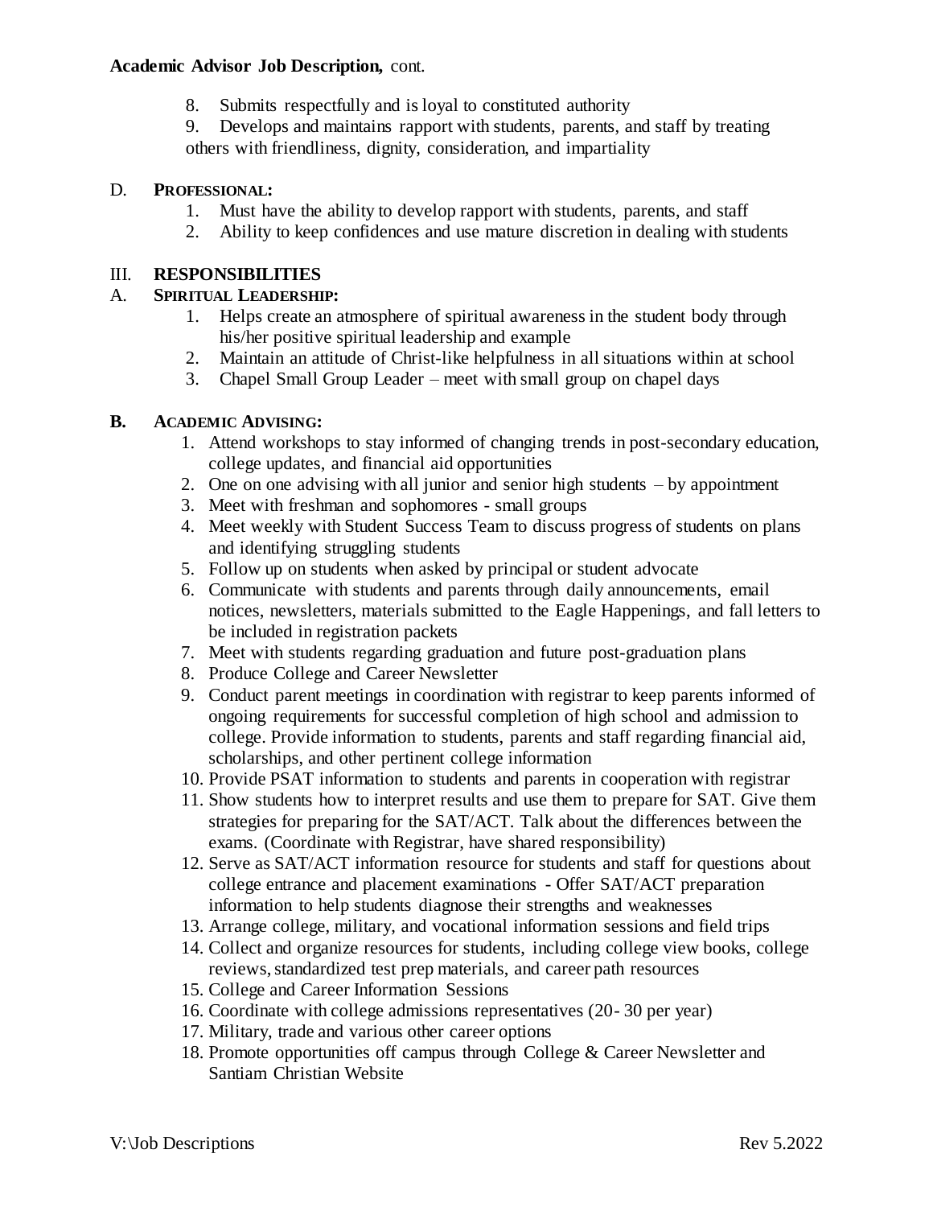**Academic Advisor Job Description,** cont.

8. Submits respectfully and is loyal to constituted authority
9. Develops and maintains rapport with students, parents, and staff by treating others with friendliness, dignity, consideration, and impartiality

D. **PROFESSIONAL:**

1. Must have the ability to develop rapport with students, parents, and staff
2. Ability to keep confidences and use mature discretion in dealing with students

## III. RESPONSIBILITIES

A. **SPIRITUAL LEADERSHIP:**

1. Helps create an atmosphere of spiritual awareness in the student body through his/her positive spiritual leadership and example
2. Maintain an attitude of Christ-like helpfulness in all situations within at school
3. Chapel Small Group Leader – meet with small group on chapel days

**B. ACADEMIC ADVISING:**

1. Attend workshops to stay informed of changing trends in post-secondary education, college updates, and financial aid opportunities
2. One on one advising with all junior and senior high students – by appointment
3. Meet with freshman and sophomores - small groups
4. Meet weekly with Student Success Team to discuss progress of students on plans and identifying struggling students
5. Follow up on students when asked by principal or student advocate
6. Communicate with students and parents through daily announcements, email notices, newsletters, materials submitted to the Eagle Happenings, and fall letters to be included in registration packets
7. Meet with students regarding graduation and future post-graduation plans
8. Produce College and Career Newsletter
9. Conduct parent meetings in coordination with registrar to keep parents informed of ongoing requirements for successful completion of high school and admission to college. Provide information to students, parents and staff regarding financial aid, scholarships, and other pertinent college information
10. Provide PSAT information to students and parents in cooperation with registrar
11. Show students how to interpret results and use them to prepare for SAT. Give them strategies for preparing for the SAT/ACT. Talk about the differences between the exams. (Coordinate with Registrar, have shared responsibility)
12. Serve as SAT/ACT information resource for students and staff for questions about college entrance and placement examinations - Offer SAT/ACT preparation information to help students diagnose their strengths and weaknesses
13. Arrange college, military, and vocational information sessions and field trips
14. Collect and organize resources for students, including college view books, college reviews, standardized test prep materials, and career path resources
15. College and Career Information Sessions
16. Coordinate with college admissions representatives (20- 30 per year)
17. Military, trade and various other career options
18. Promote opportunities off campus through College & Career Newsletter and Santiam Christian Website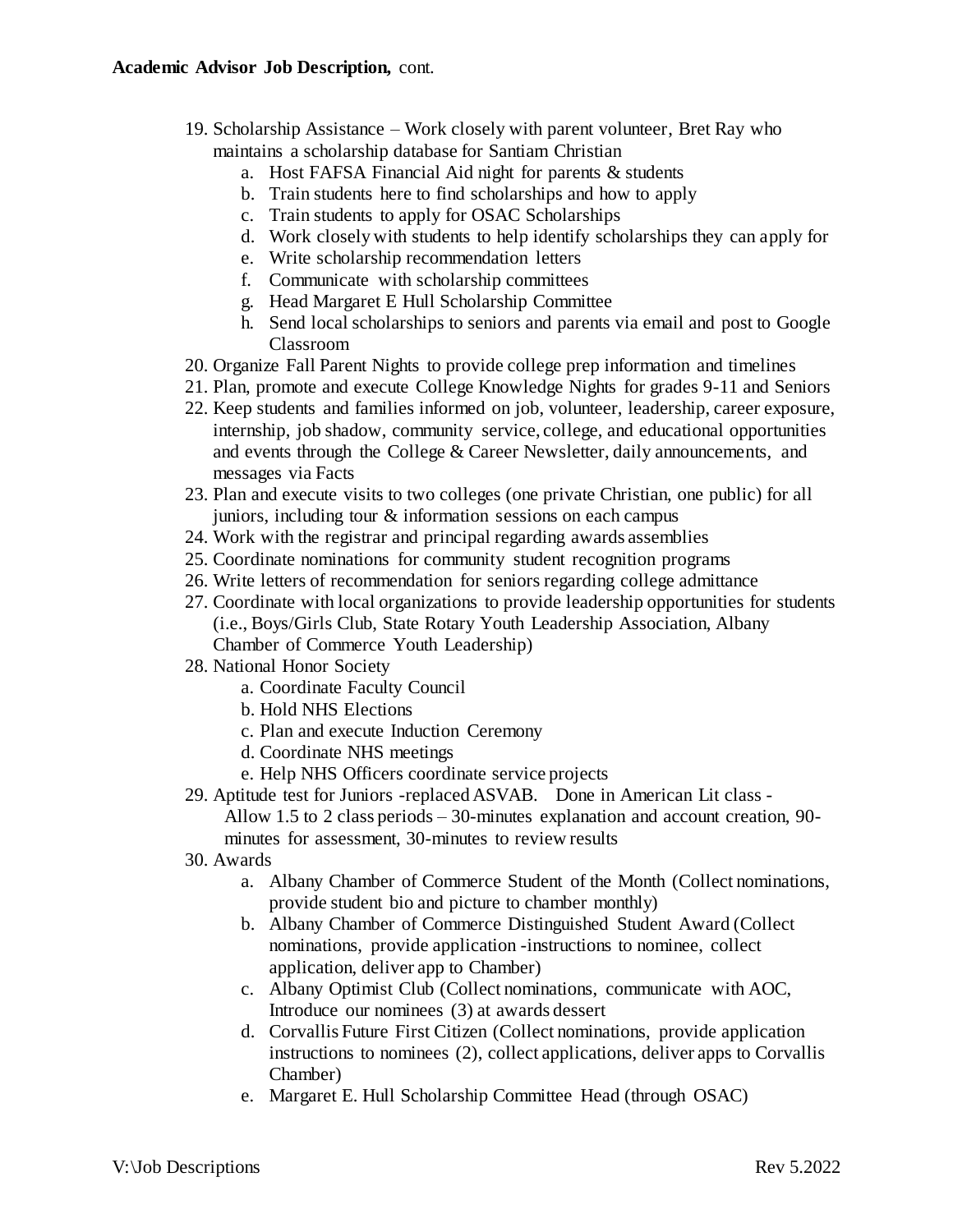**Academic Advisor Job Description,** cont.

19. Scholarship Assistance – Work closely with parent volunteer, Bret Ray who maintains a scholarship database for Santiam Christian
    a. Host FAFSA Financial Aid night for parents & students
    b. Train students here to find scholarships and how to apply
    c. Train students to apply for OSAC Scholarships
    d. Work closely with students to help identify scholarships they can apply for
    e. Write scholarship recommendation letters
    f. Communicate with scholarship committees
    g. Head Margaret E Hull Scholarship Committee
    h. Send local scholarships to seniors and parents via email and post to Google Classroom
20. Organize Fall Parent Nights to provide college prep information and timelines
21. Plan, promote and execute College Knowledge Nights for grades 9-11 and Seniors
22. Keep students and families informed on job, volunteer, leadership, career exposure, internship, job shadow, community service, college, and educational opportunities and events through the College & Career Newsletter, daily announcements, and messages via Facts
23. Plan and execute visits to two colleges (one private Christian, one public) for all juniors, including tour & information sessions on each campus
24. Work with the registrar and principal regarding awards assemblies
25. Coordinate nominations for community student recognition programs
26. Write letters of recommendation for seniors regarding college admittance
27. Coordinate with local organizations to provide leadership opportunities for students (i.e., Boys/Girls Club, State Rotary Youth Leadership Association, Albany Chamber of Commerce Youth Leadership)
28. National Honor Society
    a. Coordinate Faculty Council
    b. Hold NHS Elections
    c. Plan and execute Induction Ceremony
    d. Coordinate NHS meetings
    e. Help NHS Officers coordinate service projects
29. Aptitude test for Juniors -replaced ASVAB. Done in American Lit class - Allow 1.5 to 2 class periods – 30-minutes explanation and account creation, 90-minutes for assessment, 30-minutes to review results
30. Awards
    a. Albany Chamber of Commerce Student of the Month (Collect nominations, provide student bio and picture to chamber monthly)
    b. Albany Chamber of Commerce Distinguished Student Award (Collect nominations, provide application -instructions to nominee, collect application, deliver app to Chamber)
    c. Albany Optimist Club (Collect nominations, communicate with AOC, Introduce our nominees (3) at awards dessert
    d. Corvallis Future First Citizen (Collect nominations, provide application instructions to nominees (2), collect applications, deliver apps to Corvallis Chamber)
    e. Margaret E. Hull Scholarship Committee Head (through OSAC)

V:\Job Descriptions Rev 5.2022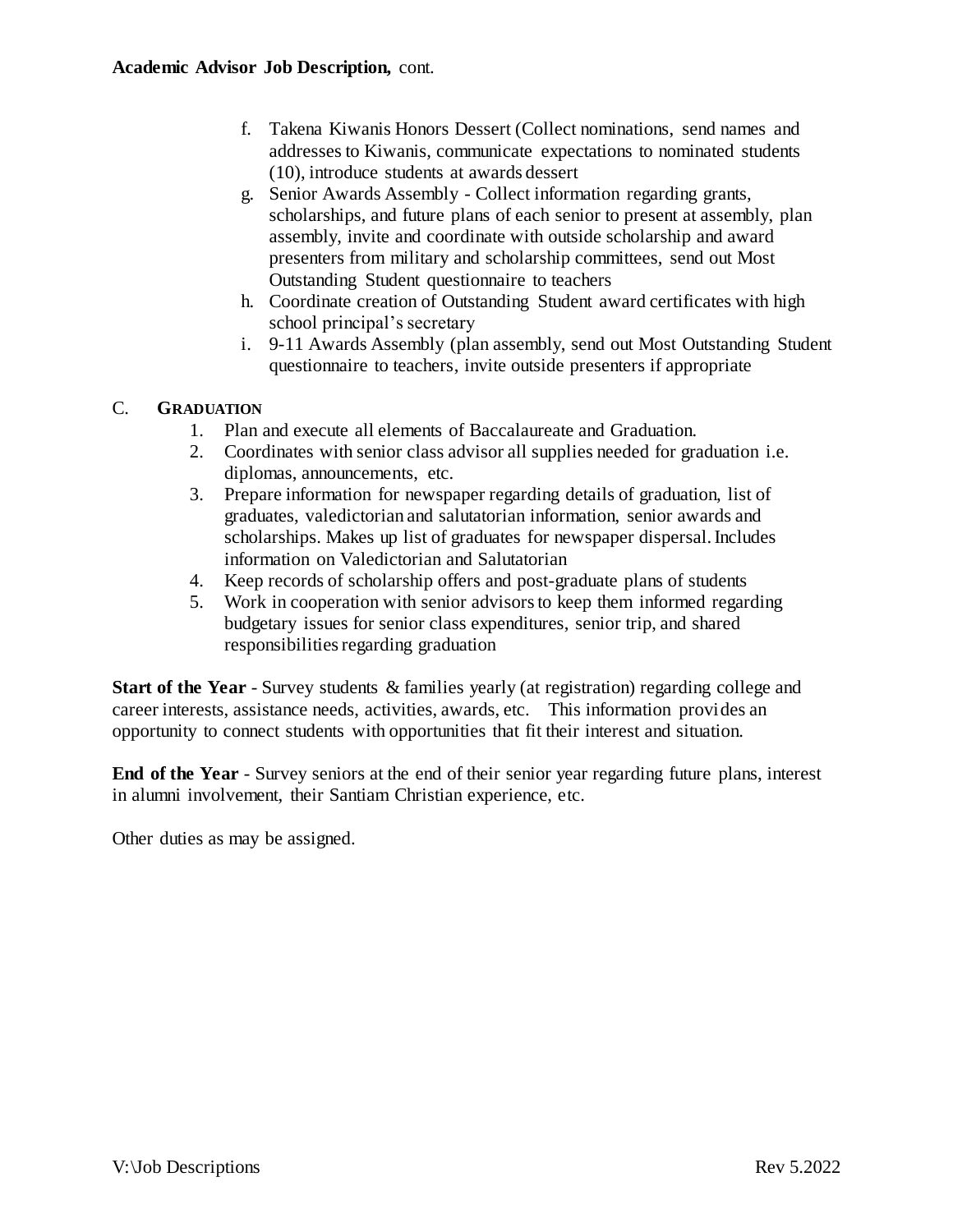f. Takena Kiwanis Honors Dessert (Collect nominations, send names and addresses to Kiwanis, communicate expectations to nominated students (10), introduce students at awards dessert
g. Senior Awards Assembly - Collect information regarding grants, scholarships, and future plans of each senior to present at assembly, plan assembly, invite and coordinate with outside scholarship and award presenters from military and scholarship committees, send out Most Outstanding Student questionnaire to teachers
h. Coordinate creation of Outstanding Student award certificates with high school principal's secretary
i. 9-11 Awards Assembly (plan assembly, send out Most Outstanding Student questionnaire to teachers, invite outside presenters if appropriate

C. **GRADUATION**

1. Plan and execute all elements of Baccalaureate and Graduation.
2. Coordinates with senior class advisor all supplies needed for graduation i.e. diplomas, announcements, etc.
3. Prepare information for newspaper regarding details of graduation, list of graduates, valedictorian and salutatorian information, senior awards and scholarships. Makes up list of graduates for newspaper dispersal. Includes information on Valedictorian and Salutatorian
4. Keep records of scholarship offers and post-graduate plans of students
5. Work in cooperation with senior advisors to keep them informed regarding budgetary issues for senior class expenditures, senior trip, and shared responsibilities regarding graduation

**Start of the Year** - Survey students & families yearly (at registration) regarding college and career interests, assistance needs, activities, awards, etc. This information provides an opportunity to connect students with opportunities that fit their interest and situation.

**End of the Year** - Survey seniors at the end of their senior year regarding future plans, interest in alumni involvement, their Santiam Christian experience, etc.

Other duties as may be assigned.